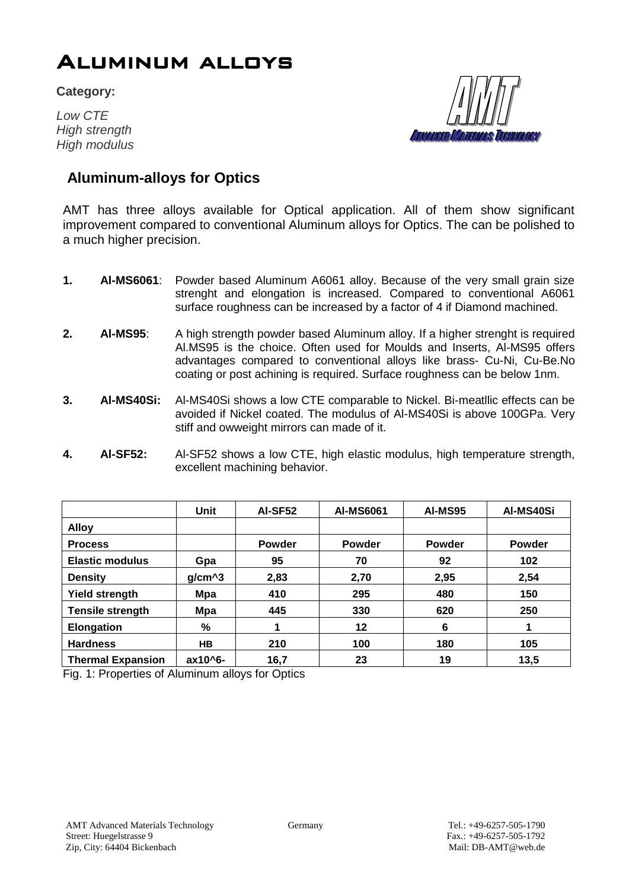# Aluminum alloys

**Category:**

*Low CTE*
*High strength*
*High modulus*

## Aluminum-alloys for Optics

AMT has three alloys available for Optical application. All of them show significant improvement compared to conventional Aluminum alloys for Optics. The can be polished to a much higher precision.

1. **Al-MS6061**: Powder based Aluminum A6061 alloy. Because of the very small grain size strenght and elongation is increased. Compared to conventional A6061 surface roughness can be increased by a factor of 4 if Diamond machined.

2. **Al-MS95**: A high strength powder based Aluminum alloy. If a higher strenght is required Al.MS95 is the choice. Often used for Moulds and Inserts, Al-MS95 offers advantages compared to conventional alloys like brass- Cu-Ni, Cu-Be.No coating or post achining is required. Surface roughness can be below 1nm.

3. **Al-MS40Si:** Al-MS40Si shows a low CTE comparable to Nickel. Bi-meatllic effects can be avoided if Nickel coated. The modulus of Al-MS40Si is above 100GPa. Very stiff and owweight mirrors can made of it.

4. **Al-SF52:** Al-SF52 shows a low CTE, high elastic modulus, high temperature strength, excellent machining behavior.

| | Unit | Al-SF52 | Al-MS6061 | Al-MS95 | Al-MS40Si |
|---|---|---|---|---|---|
| **Alloy** | | | | | |
| **Process** | | **Powder** | **Powder** | **Powder** | **Powder** |
| **Elastic modulus** | **Gpa** | **95** | **70** | **92** | **102** |
| **Density** | **g/cm^3** | **2,83** | **2,70** | **2,95** | **2,54** |
| **Yield strength** | **Mpa** | **410** | **295** | **480** | **150** |
| **Tensile strength** | **Mpa** | **445** | **330** | **620** | **250** |
| **Elongation** | **%** | **1** | **12** | **6** | **1** |
| **Hardness** | **HB** | **210** | **100** | **180** | **105** |
| **Thermal Expansion** | **ax10^6-** | **16,7** | **23** | **19** | **13,5** |

Fig. 1: Properties of Aluminum alloys for Optics

AMT Advanced Materials Technology
Street: Huegelstrasse 9
Zip, City: 64404 Bickenbach

Germany

Tel.: +49-6257-505-1790
Fax.: +49-6257-505-1792
Mail: DB-AMT@web.de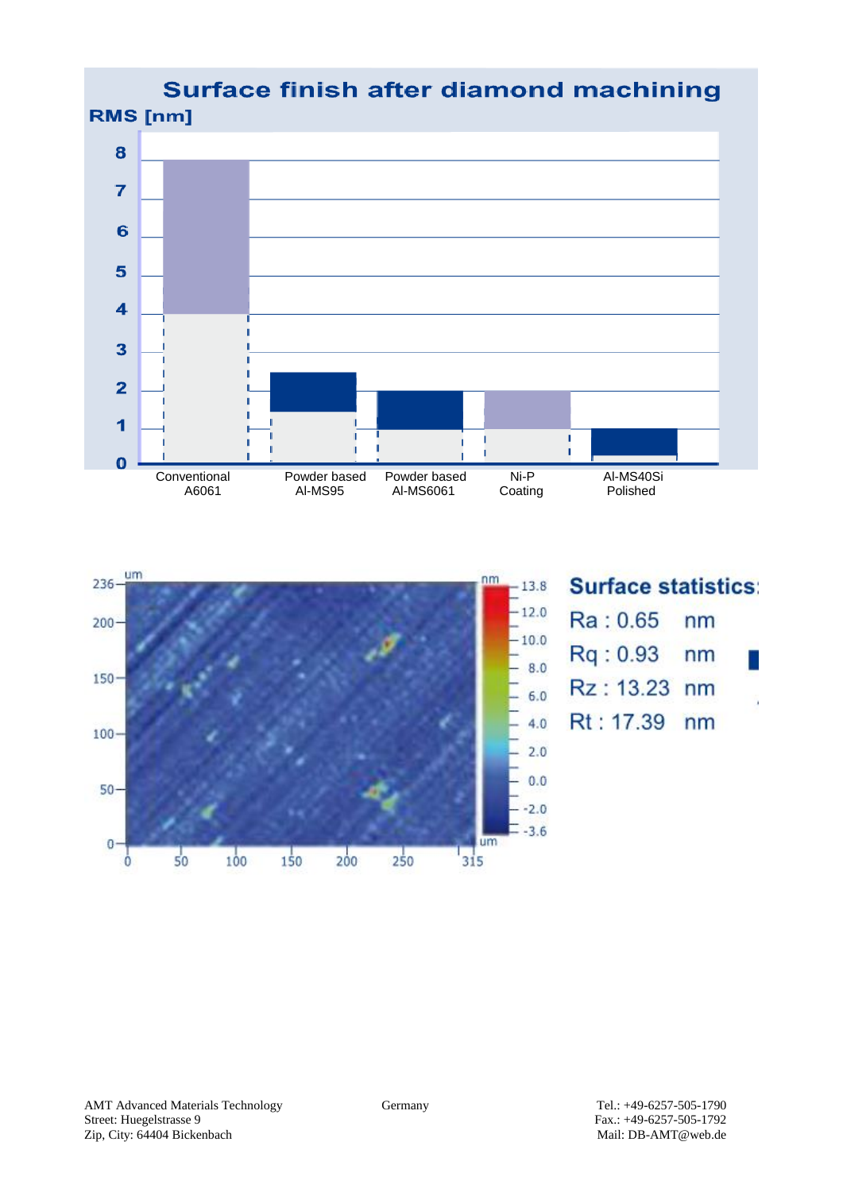## Surface finish after diamond machining

RMS [nm]

8
7
6
5
4
3
2
1
0

Conventional A6061
Powder based Al-MS95
Powder based Al-MS6061
Ni-P Coating
Al-MS40Si Polished

um
236
200
150
100
50
0
0 50 100 150 200 250 315
um

nm
13.8
12.0
10.0
8.0
6.0
4.0
2.0
0.0
-2.0
-3.6

**Surface statistics:**

Ra : 0.65 nm

Rq : 0.93 nm

Rz : 13.23 nm

Rt : 17.39 nm

AMT Advanced Materials Technology
Street: Huegelstrasse 9
Zip, City: 64404 Bickenbach

Germany

Tel.: +49-6257-505-1790
Fax.: +49-6257-505-1792
Mail: DB-AMT@web.de